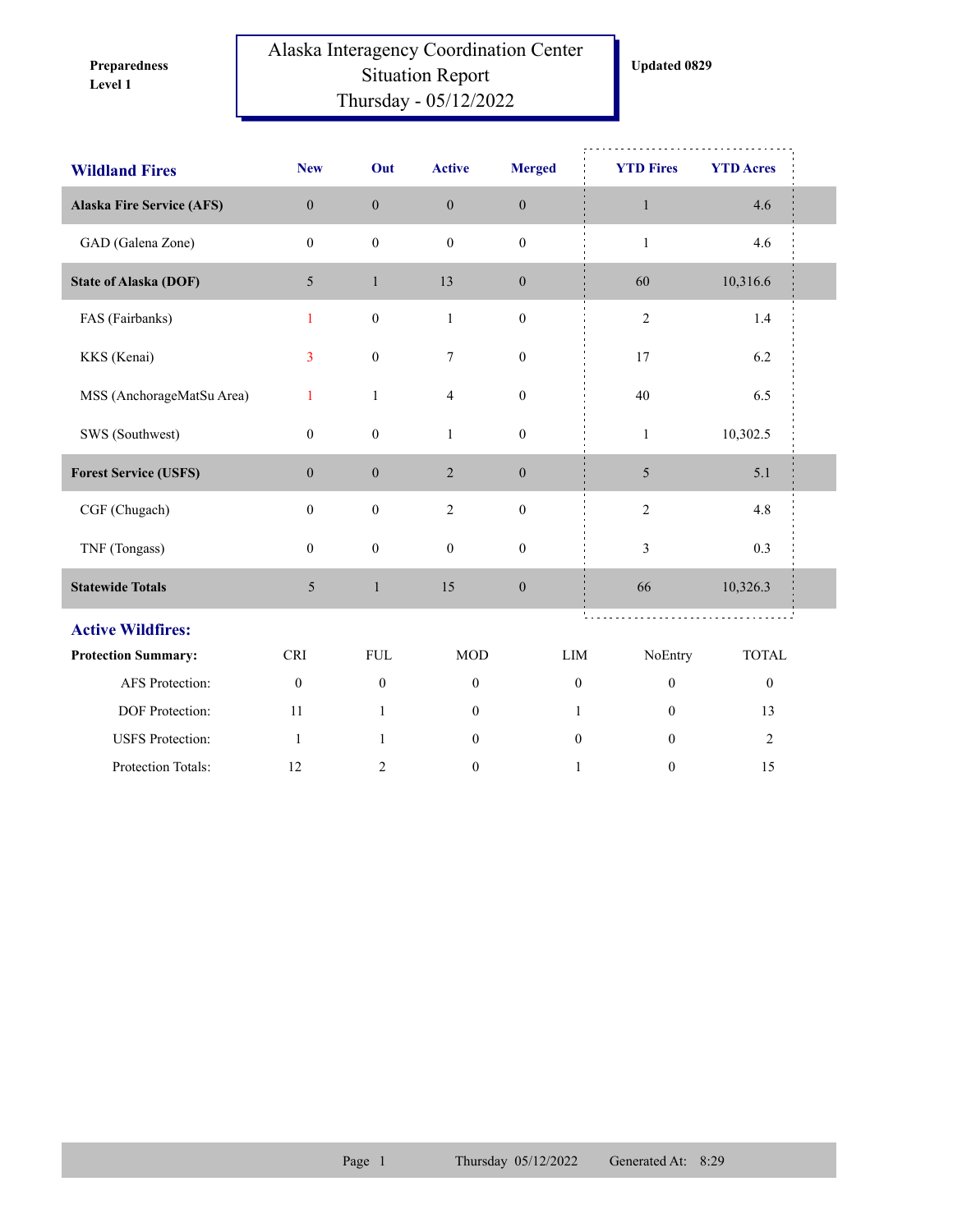**Preparedness Level 1**

# Alaska Interagency Coordination Center Situation Report Thursday - 05/12/2022

**Updated 0829**

| Wildland Fires | New | Out | Active | Merged | YTD Fires | YTD Acres |
|---|---|---|---|---|---|---|
| **Alaska Fire Service (AFS)** | 0 | 0 | 0 | 0 | 1 | 4.6 |
| GAD (Galena Zone) | 0 | 0 | 0 | 0 | 1 | 4.6 |
| **State of Alaska (DOF)** | 5 | 1 | 13 | 0 | 60 | 10,316.6 |
| FAS (Fairbanks) | 1 | 0 | 1 | 0 | 2 | 1.4 |
| KKS (Kenai) | 3 | 0 | 7 | 0 | 17 | 6.2 |
| MSS (AnchorageMatSu Area) | 1 | 1 | 4 | 0 | 40 | 6.5 |
| SWS (Southwest) | 0 | 0 | 1 | 0 | 1 | 10,302.5 |
| **Forest Service (USFS)** | 0 | 0 | 2 | 0 | 5 | 5.1 |
| CGF (Chugach) | 0 | 0 | 2 | 0 | 2 | 4.8 |
| TNF (Tongass) | 0 | 0 | 0 | 0 | 3 | 0.3 |
| **Statewide Totals** | 5 | 1 | 15 | 0 | 66 | 10,326.3 |

## Active Wildfires:

| Protection Summary: | CRI | FUL | MOD | LIM | NoEntry | TOTAL |
|---|---|---|---|---|---|---|
| AFS Protection: | 0 | 0 | 0 | 0 | 0 | 0 |
| DOF Protection: | 11 | 1 | 0 | 1 | 0 | 13 |
| USFS Protection: | 1 | 1 | 0 | 0 | 0 | 2 |
| Protection Totals: | 12 | 2 | 0 | 1 | 0 | 15 |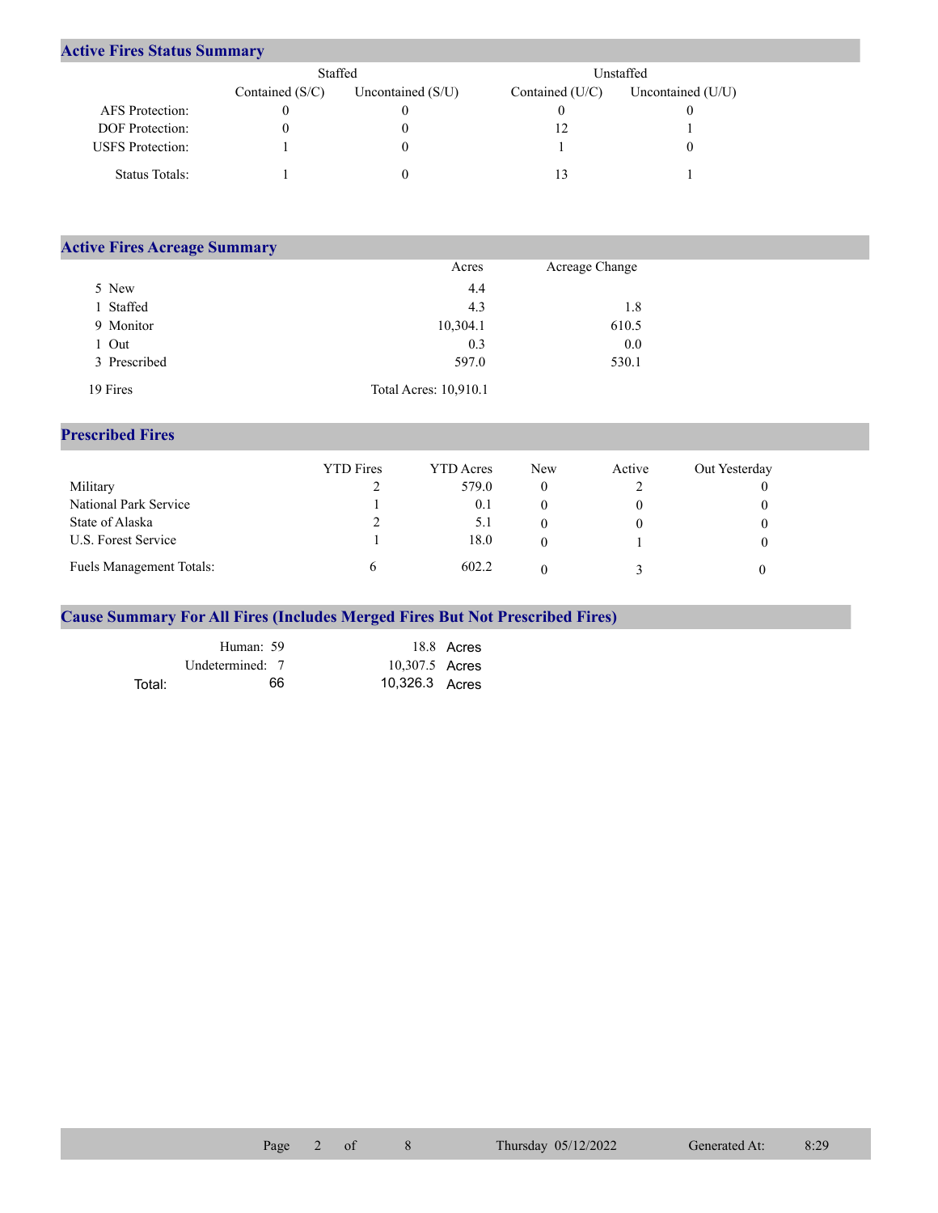## Active Fires Status Summary

| | Staffed | | Unstaffed | |
|---|---|---|---|---|
| | Contained (S/C) | Uncontained (S/U) | Contained (U/C) | Uncontained (U/U) |
| AFS Protection: | 0 | 0 | 0 | 0 |
| DOF Protection: | 0 | 0 | 12 | 1 |
| USFS Protection: | 1 | 0 | 1 | 0 |
| Status Totals: | 1 | 0 | 13 | 1 |

## Active Fires Acreage Summary

| | Acres | Acreage Change |
|---|---|---|
| 5 New | 4.4 | |
| 1 Staffed | 4.3 | 1.8 |
| 9 Monitor | 10,304.1 | 610.5 |
| 1 Out | 0.3 | 0.0 |
| 3 Prescribed | 597.0 | 530.1 |
| 19 Fires | Total Acres: 10,910.1 | |

## Prescribed Fires

| | YTD Fires | YTD Acres | New | Active | Out Yesterday |
|---|---|---|---|---|---|
| Military | 2 | 579.0 | 0 | 2 | 0 |
| National Park Service | 1 | 0.1 | 0 | 0 | 0 |
| State of Alaska | 2 | 5.1 | 0 | 0 | 0 |
| U.S. Forest Service | 1 | 18.0 | 0 | 1 | 0 |
| Fuels Management Totals: | 6 | 602.2 | 0 | 3 | 0 |

## Cause Summary For All Fires (Includes Merged Fires But Not Prescribed Fires)

| | Fires | Acres |
|---|---|---|
| Human: | 59 | 18.8 Acres |
| Undetermined: | 7 | 10,307.5 Acres |
| Total: | 66 | 10,326.3 Acres |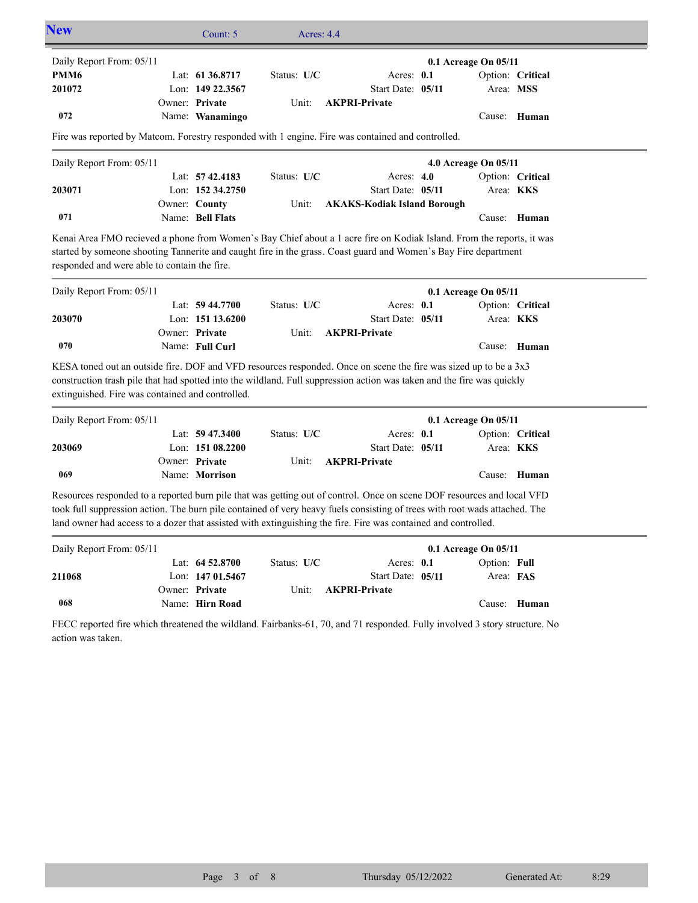## New

Count: 5 Acres: 4.4

---

| Daily Report From: 05/11 | | | | 0.1 Acreage On 05/11 |
|---|---|---|---|---|
| **PMM6** | Lat: **61 36.8717** | Status: **U/C** | Acres: **0.1** | Option: **Critical** |
| **201072** | Lon: **149 22.3567** | | Start Date: **05/11** | Area: **MSS** |
| | Owner: **Private** | Unit: **AKPRI-Private** | | |
| **072** | Name: **Wanamingo** | | | Cause: **Human** |

Fire was reported by Matcom. Forestry responded with 1 engine. Fire was contained and controlled.

---

| Daily Report From: 05/11 | | | | 4.0 Acreage On 05/11 |
|---|---|---|---|---|
| | Lat: **57 42.4183** | Status: **U/C** | Acres: **4.0** | Option: **Critical** |
| **203071** | Lon: **152 34.2750** | | Start Date: **05/11** | Area: **KKS** |
| | Owner: **County** | Unit: **AKAKS-Kodiak Island Borough** | | |
| **071** | Name: **Bell Flats** | | | Cause: **Human** |

Kenai Area FMO recieved a phone from Women`s Bay Chief about a 1 acre fire on Kodiak Island. From the reports, it was started by someone shooting Tannerite and caught fire in the grass. Coast guard and Women`s Bay Fire department responded and were able to contain the fire.

---

| Daily Report From: 05/11 | | | | 0.1 Acreage On 05/11 |
|---|---|---|---|---|
| | Lat: **59 44.7700** | Status: **U/C** | Acres: **0.1** | Option: **Critical** |
| **203070** | Lon: **151 13.6200** | | Start Date: **05/11** | Area: **KKS** |
| | Owner: **Private** | Unit: **AKPRI-Private** | | |
| **070** | Name: **Full Curl** | | | Cause: **Human** |

KESA toned out an outside fire. DOF and VFD resources responded. Once on scene the fire was sized up to be a 3x3 construction trash pile that had spotted into the wildland. Full suppression action was taken and the fire was quickly extinguished. Fire was contained and controlled.

---

| Daily Report From: 05/11 | | | | 0.1 Acreage On 05/11 |
|---|---|---|---|---|
| | Lat: **59 47.3400** | Status: **U/C** | Acres: **0.1** | Option: **Critical** |
| **203069** | Lon: **151 08.2200** | | Start Date: **05/11** | Area: **KKS** |
| | Owner: **Private** | Unit: **AKPRI-Private** | | |
| **069** | Name: **Morrison** | | | Cause: **Human** |

Resources responded to a reported burn pile that was getting out of control. Once on scene DOF resources and local VFD took full suppression action. The burn pile contained of very heavy fuels consisting of trees with root wads attached. The land owner had access to a dozer that assisted with extinguishing the fire. Fire was contained and controlled.

---

| Daily Report From: 05/11 | | | | 0.1 Acreage On 05/11 |
|---|---|---|---|---|
| | Lat: **64 52.8700** | Status: **U/C** | Acres: **0.1** | Option: **Full** |
| **211068** | Lon: **147 01.5467** | | Start Date: **05/11** | Area: **FAS** |
| | Owner: **Private** | Unit: **AKPRI-Private** | | |
| **068** | Name: **Hirn Road** | | | Cause: **Human** |

FECC reported fire which threatened the wildland. Fairbanks-61, 70, and 71 responded. Fully involved 3 story structure. No action was taken.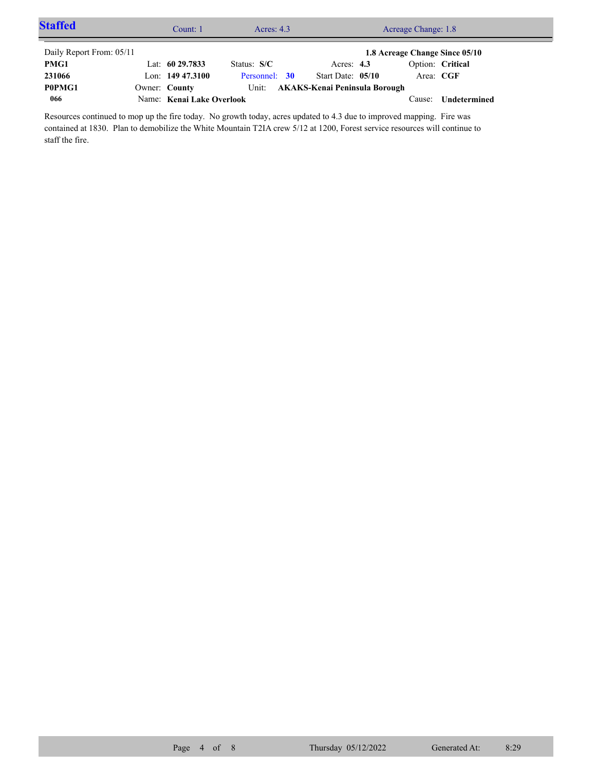## Staffed

Count: 1 | Acres: 4.3 | Acreage Change: 1.8

Daily Report From: 05/11 | | | | **1.8 Acreage Change Since 05/10**

| | | | | |
|---|---|---|---|---|
| **PMG1** | Lat: **60 29.7833** | Status: **S/C** | Acres: **4.3** | Option: **Critical** |
| **231066** | Lon: **149 47.3100** | Personnel: **30** | Start Date: **05/10** | Area: **CGF** |
| **P0PMG1** | Owner: **County** | Unit: **AKAKS-Kenai Peninsula Borough** | | |
| **066** | Name: **Kenai Lake Overlook** | | | Cause: **Undetermined** |

Resources continued to mop up the fire today. No growth today, acres updated to 4.3 due to improved mapping. Fire was contained at 1830. Plan to demobilize the White Mountain T2IA crew 5/12 at 1200, Forest service resources will continue to staff the fire.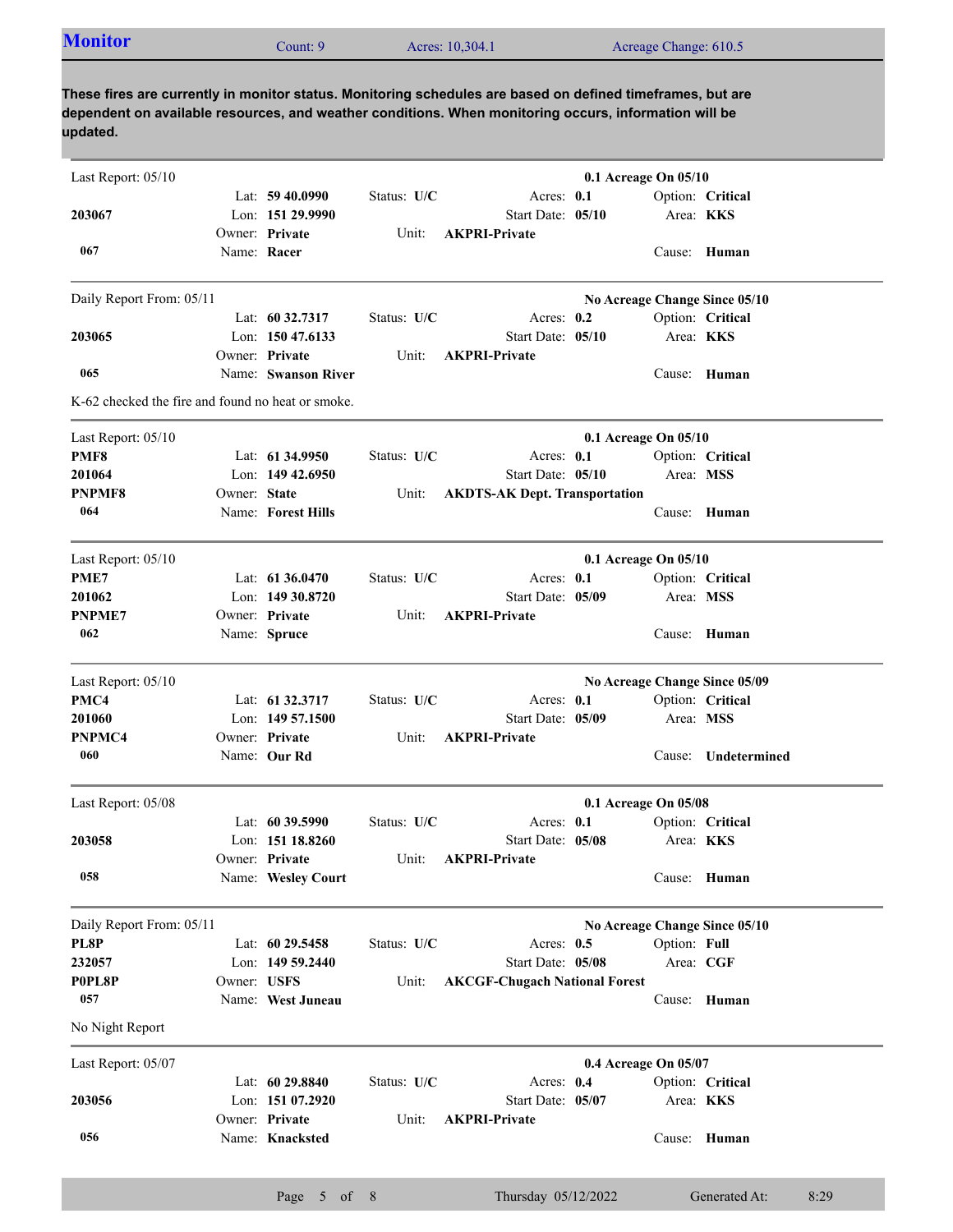## Monitor

Count: 9 | Acres: 10,304.1 | Acreage Change: 610.5

**These fires are currently in monitor status. Monitoring schedules are based on defined timeframes, but are dependent on available resources, and weather conditions. When monitoring occurs, information will be updated.**

---

Last Report: 05/10 — **0.1 Acreage On 05/10**

| | | | |
|---|---|---|---|
| **203067** | Lat: **59 40.0990** | Status: **U/C** | Acres: **0.1** | 
| | Lon: **151 29.9990** | Start Date: **05/10** | Option: **Critical** |
| **067** | Owner: **Private** | Unit: **AKPRI-Private** | Area: **KKS** |
| | Name: **Racer** | | Cause: **Human** |

---

Daily Report From: 05/11 — **No Acreage Change Since 05/10**

| | | | |
|---|---|---|---|
| **203065** | Lat: **60 32.7317** | Status: **U/C** | Acres: **0.2** |
| | Lon: **150 47.6133** | Start Date: **05/10** | Option: **Critical** |
| **065** | Owner: **Private** | Unit: **AKPRI-Private** | Area: **KKS** |
| | Name: **Swanson River** | | Cause: **Human** |

K-62 checked the fire and found no heat or smoke.

---

Last Report: 05/10 — **0.1 Acreage On 05/10**

| | | | |
|---|---|---|---|
| **PMF8** | Lat: **61 34.9950** | Status: **U/C** | Acres: **0.1** |
| **201064** | Lon: **149 42.6950** | Start Date: **05/10** | Option: **Critical** |
| **PNPMF8** | Owner: **State** | Unit: **AKDTS-AK Dept. Transportation** | Area: **MSS** |
| **064** | Name: **Forest Hills** | | Cause: **Human** |

---

Last Report: 05/10 — **0.1 Acreage On 05/10**

| | | | |
|---|---|---|---|
| **PME7** | Lat: **61 36.0470** | Status: **U/C** | Acres: **0.1** |
| **201062** | Lon: **149 30.8720** | Start Date: **05/09** | Option: **Critical** |
| **PNPME7** | Owner: **Private** | Unit: **AKPRI-Private** | Area: **MSS** |
| **062** | Name: **Spruce** | | Cause: **Human** |

---

Last Report: 05/10 — **No Acreage Change Since 05/09**

| | | | |
|---|---|---|---|
| **PMC4** | Lat: **61 32.3717** | Status: **U/C** | Acres: **0.1** |
| **201060** | Lon: **149 57.1500** | Start Date: **05/09** | Option: **Critical** |
| **PNPMC4** | Owner: **Private** | Unit: **AKPRI-Private** | Area: **MSS** |
| **060** | Name: **Our Rd** | | Cause: **Undetermined** |

---

Last Report: 05/08 — **0.1 Acreage On 05/08**

| | | | |
|---|---|---|---|
| **203058** | Lat: **60 39.5990** | Status: **U/C** | Acres: **0.1** |
| | Lon: **151 18.8260** | Start Date: **05/08** | Option: **Critical** |
| **058** | Owner: **Private** | Unit: **AKPRI-Private** | Area: **KKS** |
| | Name: **Wesley Court** | | Cause: **Human** |

---

Daily Report From: 05/11 — **No Acreage Change Since 05/10**

| | | | |
|---|---|---|---|
| **PL8P** | Lat: **60 29.5458** | Status: **U/C** | Acres: **0.5** |
| **232057** | Lon: **149 59.2440** | Start Date: **05/08** | Option: **Full** |
| **P0PL8P** | Owner: **USFS** | Unit: **AKCGF-Chugach National Forest** | Area: **CGF** |
| **057** | Name: **West Juneau** | | Cause: **Human** |

No Night Report

---

Last Report: 05/07 — **0.4 Acreage On 05/07**

| | | | |
|---|---|---|---|
| **203056** | Lat: **60 29.8840** | Status: **U/C** | Acres: **0.4** |
| | Lon: **151 07.2920** | Start Date: **05/07** | Option: **Critical** |
| **056** | Owner: **Private** | Unit: **AKPRI-Private** | Area: **KKS** |
| | Name: **Knacksted** | | Cause: **Human** |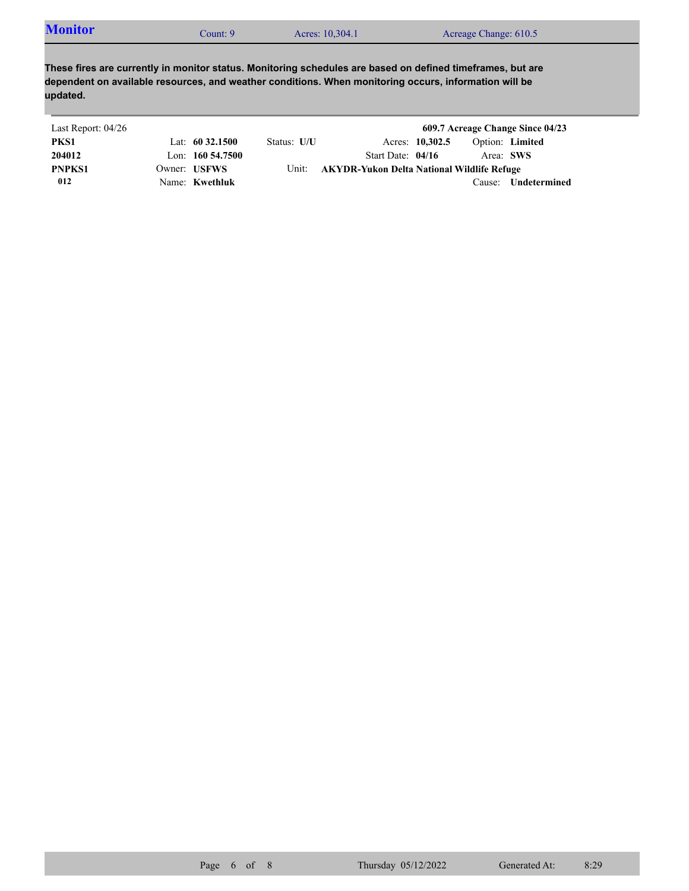## Monitor

Count: 9 | Acres: 10,304.1 | Acreage Change: 610.5

**These fires are currently in monitor status. Monitoring schedules are based on defined timeframes, but are dependent on available resources, and weather conditions. When monitoring occurs, information will be updated.**

Last Report: 04/26 — **609.7 Acreage Change Since 04/23**

| | | | |
|---|---|---|---|
| **PKS1** | Lat: **60 32.1500** | Status: **U/U** | Acres: **10,302.5** Option: **Limited** |
| **204012** | Lon: **160 54.7500** | | Start Date: **04/16** Area: **SWS** |
| **PNPKS1** | Owner: **USFWS** | Unit: **AKYDR-Yukon Delta National Wildlife Refuge** | |
| **012** | Name: **Kwethluk** | | Cause: **Undetermined** |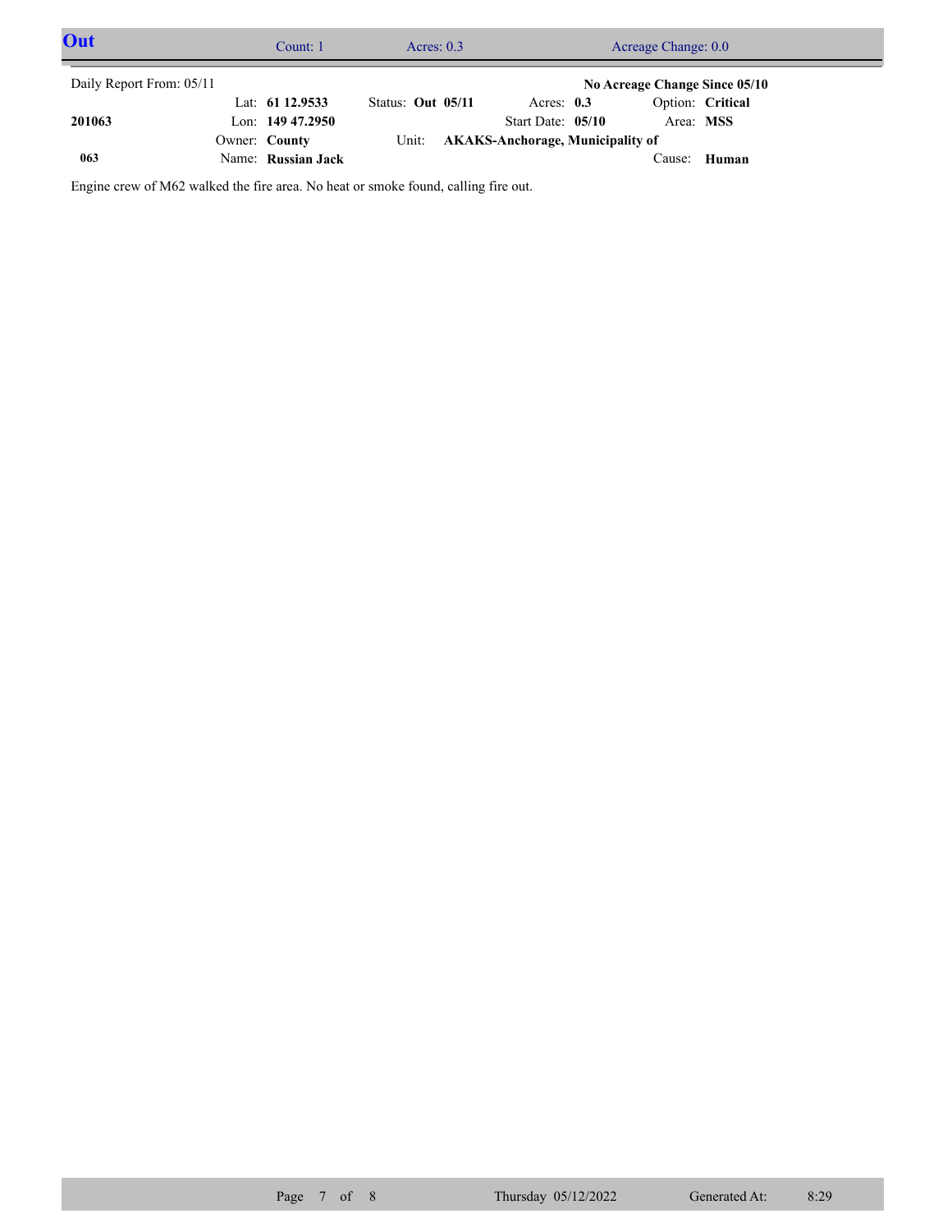## Out

Count: 1 | Acres: 0.3 | Acreage Change: 0.0

Daily Report From: 05/11

**No Acreage Change Since 05/10**

| | | | | |
|---|---|---|---|---|
| | Lat: **61 12.9533** | Status: **Out 05/11** | Acres: **0.3** | Option: **Critical** |
| **201063** | Lon: **149 47.2950** | | Start Date: **05/10** | Area: **MSS** |
| | Owner: **County** | Unit: **AKAKS-Anchorage, Municipality of** | | |
| **063** | Name: **Russian Jack** | | | Cause: **Human** |

Engine crew of M62 walked the fire area. No heat or smoke found, calling fire out.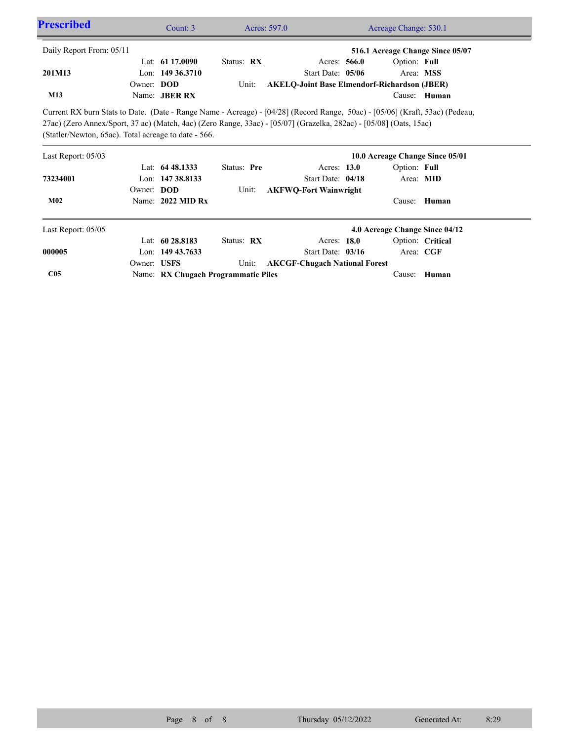## Prescribed

Count: 3 | Acres: 597.0 | Acreage Change: 530.1

---

Daily Report From: 05/11 | | | 516.1 Acreage Change Since 05/07

| | | | | |
|---|---|---|---|---|
| **201M13** | Lat: **61 17.0090** | Status: **RX** | Acres: **566.0** | Option: **Full** |
| | Lon: **149 36.3710** | | Start Date: **05/06** | Area: **MSS** |
| | Owner: **DOD** | Unit: | **AKELQ-Joint Base Elmendorf-Richardson (JBER)** | |
| **M13** | Name: **JBER RX** | | | Cause: **Human** |

Current RX burn Stats to Date. (Date - Range Name - Acreage) - [04/28] (Record Range, 50ac) - [05/06] (Kraft, 53ac) (Pedeau, 27ac) (Zero Annex/Sport, 37 ac) (Match, 4ac) (Zero Range, 33ac) - [05/07] (Grazelka, 282ac) - [05/08] (Oats, 15ac) (Statler/Newton, 65ac). Total acreage to date - 566.

---

Last Report: 05/03 | | | 10.0 Acreage Change Since 05/01

| | | | | |
|---|---|---|---|---|
| **73234001** | Lat: **64 48.1333** | Status: **Pre** | Acres: **13.0** | Option: **Full** |
| | Lon: **147 38.8133** | | Start Date: **04/18** | Area: **MID** |
| | Owner: **DOD** | Unit: | **AKFWQ-Fort Wainwright** | |
| **M02** | Name: **2022 MID Rx** | | | Cause: **Human** |

---

Last Report: 05/05 | | | 4.0 Acreage Change Since 04/12

| | | | | |
|---|---|---|---|---|
| **000005** | Lat: **60 28.8183** | Status: **RX** | Acres: **18.0** | Option: **Critical** |
| | Lon: **149 43.7633** | | Start Date: **03/16** | Area: **CGF** |
| | Owner: **USFS** | Unit: | **AKCGF-Chugach National Forest** | |
| **C05** | Name: **RX Chugach Programmatic Piles** | | | Cause: **Human** |